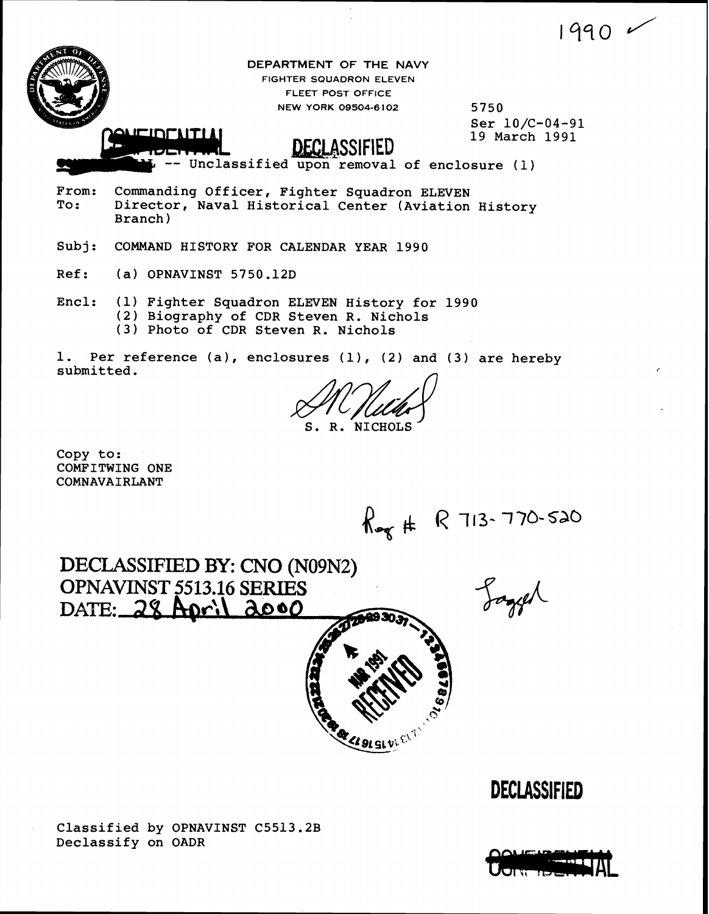1990 ✓

DEPARTMENT OF THE NAVY
FIGHTER SQUADRON ELEVEN
FLEET POST OFFICE
NEW YORK 09504-6102

5750
Ser 10/C-04-91
19 March 1991

~~CONFIDENTIAL~~ **DECLASSIFIED**

~~CONFIDENTIAL~~ -- Unclassified upon removal of enclosure (1)

From: Commanding Officer, Fighter Squadron ELEVEN
To: Director, Naval Historical Center (Aviation History Branch)

Subj: COMMAND HISTORY FOR CALENDAR YEAR 1990

Ref: (a) OPNAVINST 5750.12D

Encl: (1) Fighter Squadron ELEVEN History for 1990
(2) Biography of CDR Steven R. Nichols
(3) Photo of CDR Steven R. Nichols

1. Per reference (a), enclosures (1), (2) and (3) are hereby submitted.

S. R. NICHOLS

Copy to:
COMFITWING ONE
COMNAVAIRLANT

Reg # R 713-770-520

DECLASSIFIED BY: CNO (N09N2)
OPNAVINST 5513.16 SERIES
DATE: 28 April 2000

Logged

RECEIVED MAR 1991

**DECLASSIFIED**

Classified by OPNAVINST C5513.2B
Declassify on OADR

~~CONFIDENTIAL~~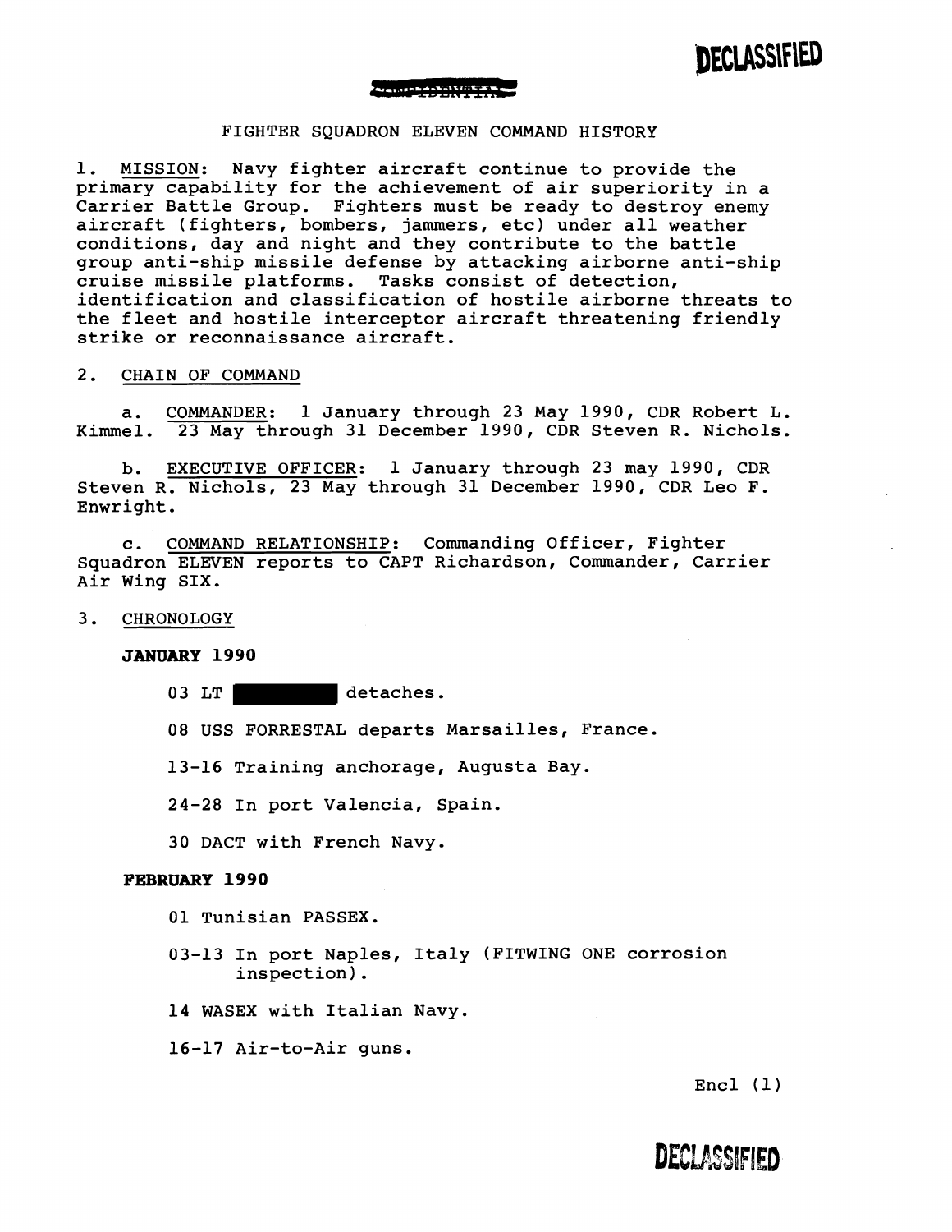DECLASSIFIED

FIGHTER SQUADRON ELEVEN COMMAND HISTORY

1. MISSION: Navy fighter aircraft continue to provide the primary capability for the achievement of air superiority in a Carrier Battle Group. Fighters must be ready to destroy enemy aircraft (fighters, bombers, jammers, etc) under all weather conditions, day and night and they contribute to the battle group anti-ship missile defense by attacking airborne anti-ship cruise missile platforms. Tasks consist of detection, identification and classification of hostile airborne threats to the fleet and hostile interceptor aircraft threatening friendly strike or reconnaissance aircraft.

2. CHAIN OF COMMAND

a. COMMANDER: 1 January through 23 May 1990, CDR Robert L. Kimmel. 23 May through 31 December 1990, CDR Steven R. Nichols.

b. EXECUTIVE OFFICER: 1 January through 23 may 1990, CDR Steven R. Nichols, 23 May through 31 December 1990, CDR Leo F. Enwright.

c. COMMAND RELATIONSHIP: Commanding Officer, Fighter Squadron ELEVEN reports to CAPT Richardson, Commander, Carrier Air Wing SIX.

3. CHRONOLOGY

**JANUARY 1990**

03 LT [REDACTED] detaches.

08 USS FORRESTAL departs Marsailles, France.

13-16 Training anchorage, Augusta Bay.

24-28 In port Valencia, Spain.

30 DACT with French Navy.

**FEBRUARY 1990**

01 Tunisian PASSEX.

03-13 In port Naples, Italy (FITWING ONE corrosion inspection).

14 WASEX with Italian Navy.

16-17 Air-to-Air guns.

Encl (1)

DECLASSIFIED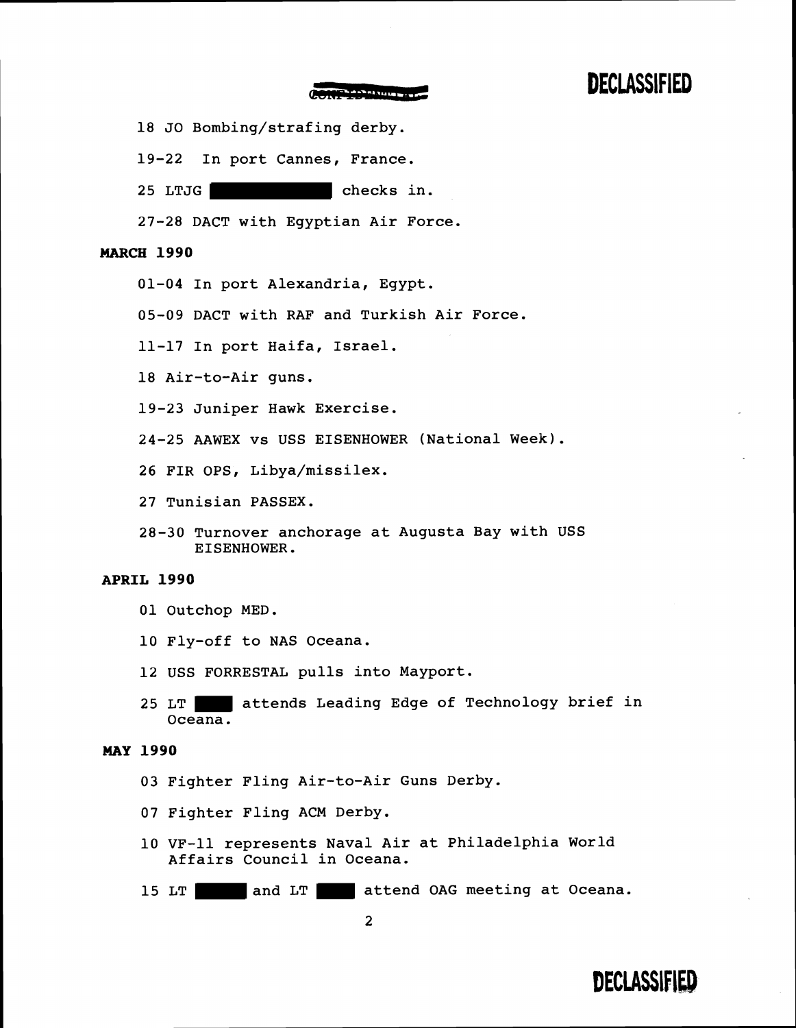18 JO Bombing/strafing derby.

19-22 In port Cannes, France.

25 LTJG ██████████ checks in.

27-28 DACT with Egyptian Air Force.

**MARCH 1990**

01-04 In port Alexandria, Egypt.

05-09 DACT with RAF and Turkish Air Force.

11-17 In port Haifa, Israel.

18 Air-to-Air guns.

19-23 Juniper Hawk Exercise.

24-25 AAWEX vs USS EISENHOWER (National Week).

26 FIR OPS, Libya/missilex.

27 Tunisian PASSEX.

28-30 Turnover anchorage at Augusta Bay with USS EISENHOWER.

**APRIL 1990**

01 Outchop MED.

10 Fly-off to NAS Oceana.

12 USS FORRESTAL pulls into Mayport.

25 LT ████ attends Leading Edge of Technology brief in Oceana.

**MAY 1990**

03 Fighter Fling Air-to-Air Guns Derby.

07 Fighter Fling ACM Derby.

10 VF-11 represents Naval Air at Philadelphia World Affairs Council in Oceana.

15 LT ████ and LT ████ attend OAG meeting at Oceana.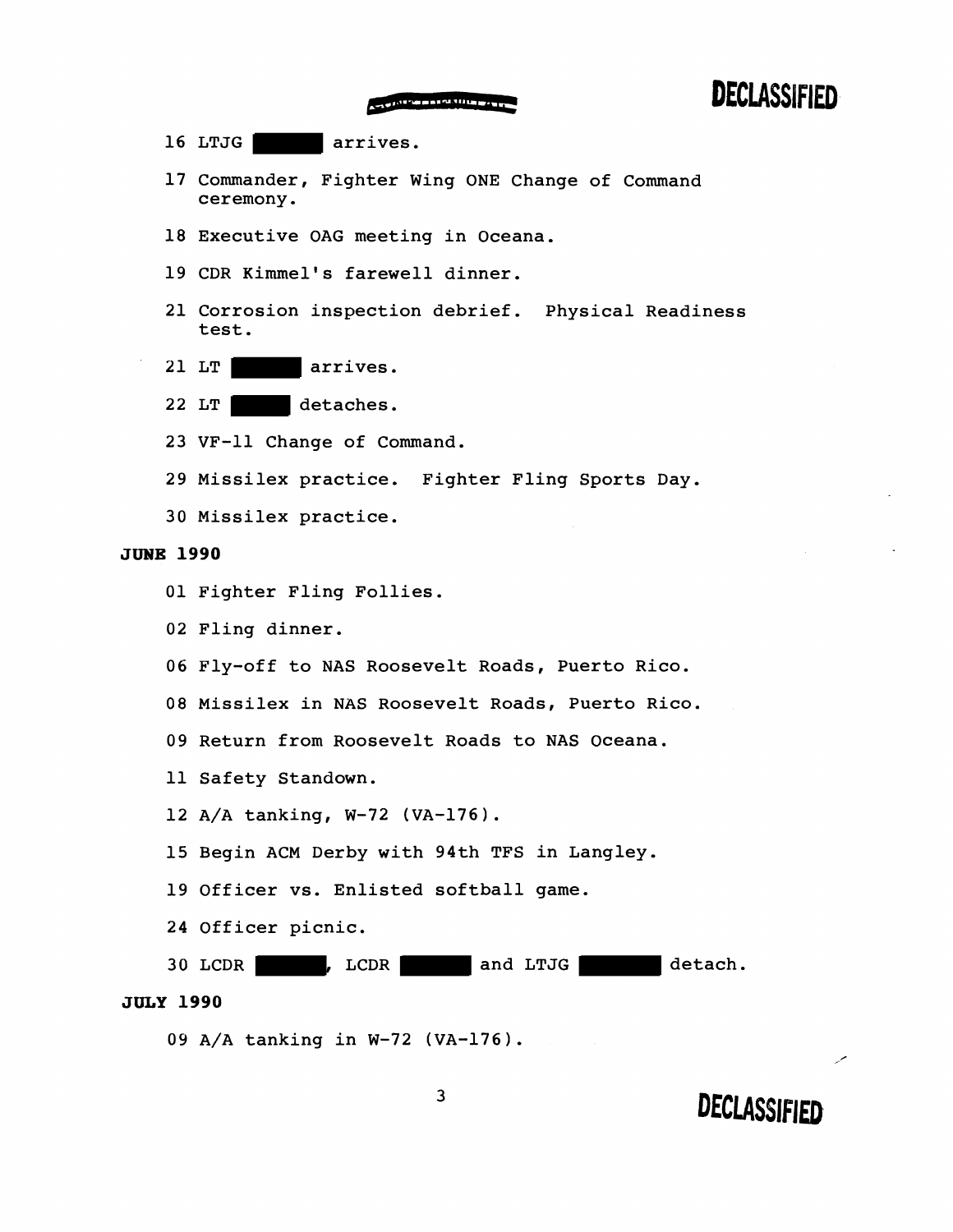16 LTJG ██████ arrives.

17 Commander, Fighter Wing ONE Change of Command ceremony.

18 Executive OAG meeting in Oceana.

19 CDR Kimmel's farewell dinner.

21 Corrosion inspection debrief. Physical Readiness test.

21 LT ██████ arrives.

22 LT ██████ detaches.

23 VF-11 Change of Command.

29 Missilex practice. Fighter Fling Sports Day.

30 Missilex practice.

**JUNE 1990**

01 Fighter Fling Follies.

02 Fling dinner.

06 Fly-off to NAS Roosevelt Roads, Puerto Rico.

08 Missilex in NAS Roosevelt Roads, Puerto Rico.

09 Return from Roosevelt Roads to NAS Oceana.

11 Safety Standown.

12 A/A tanking, W-72 (VA-176).

15 Begin ACM Derby with 94th TFS in Langley.

19 Officer vs. Enlisted softball game.

24 Officer picnic.

30 LCDR ██████, LCDR ██████ and LTJG ██████ detach.

**JULY 1990**

09 A/A tanking in W-72 (VA-176).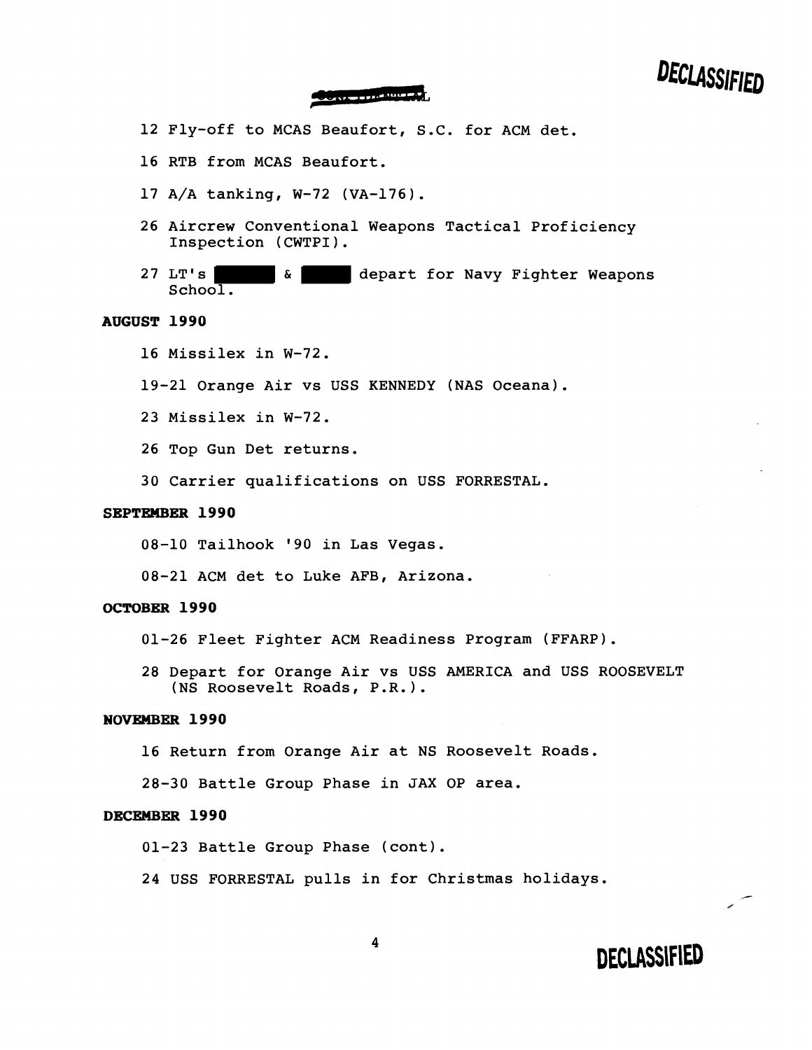12 Fly-off to MCAS Beaufort, S.C. for ACM det.

16 RTB from MCAS Beaufort.

17 A/A tanking, W-72 (VA-176).

26 Aircrew Conventional Weapons Tactical Proficiency Inspection (CWTPI).

27 LT's ██████ & ██████ depart for Navy Fighter Weapons School.

**AUGUST 1990**

16 Missilex in W-72.

19-21 Orange Air vs USS KENNEDY (NAS Oceana).

23 Missilex in W-72.

26 Top Gun Det returns.

30 Carrier qualifications on USS FORRESTAL.

**SEPTEMBER 1990**

08-10 Tailhook '90 in Las Vegas.

08-21 ACM det to Luke AFB, Arizona.

**OCTOBER 1990**

01-26 Fleet Fighter ACM Readiness Program (FFARP).

28 Depart for Orange Air vs USS AMERICA and USS ROOSEVELT (NS Roosevelt Roads, P.R.).

**NOVEMBER 1990**

16 Return from Orange Air at NS Roosevelt Roads.

28-30 Battle Group Phase in JAX OP area.

**DECEMBER 1990**

01-23 Battle Group Phase (cont).

24 USS FORRESTAL pulls in for Christmas holidays.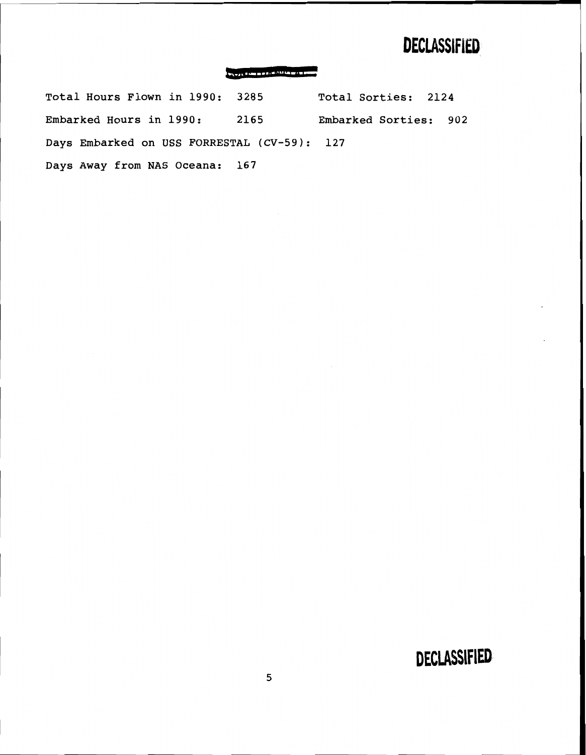DECLASSIFIED

Total Hours Flown in 1990: 3285 Total Sorties: 2124

Embarked Hours in 1990: 2165 Embarked Sorties: 902

Days Embarked on USS FORRESTAL (CV-59): 127

Days Away from NAS Oceana: 167

DECLASSIFIED